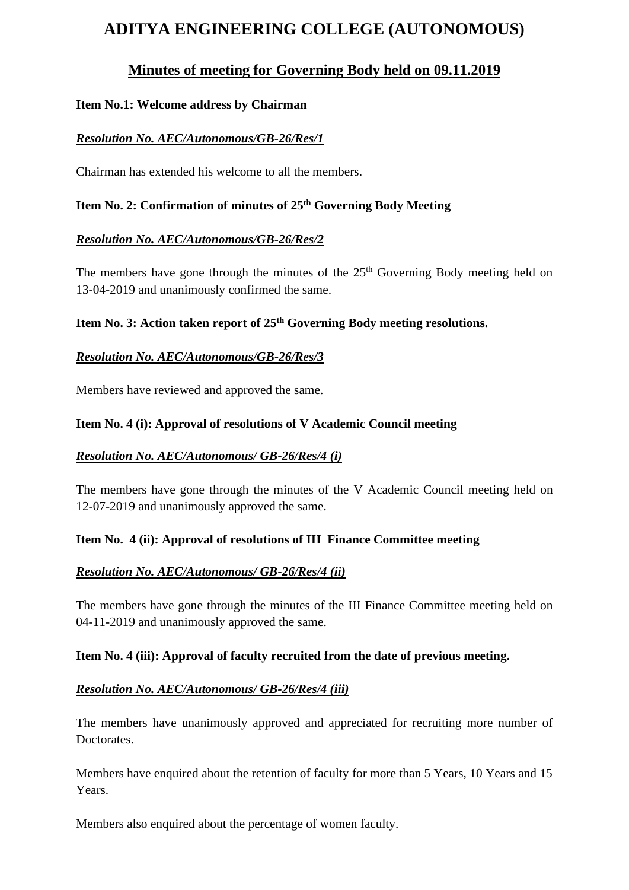# ADITYA ENGINEERING COLLEGE (AUTONOMOUS)

## Minutes of meeting for Governing Body held on 09.11.2019

**Item No.1: Welcome address by Chairman**

***Resolution No. AEC/Autonomous/GB-26/Res/1***

Chairman has extended his welcome to all the members.

**Item No. 2: Confirmation of minutes of 25th Governing Body Meeting**

***Resolution No. AEC/Autonomous/GB-26/Res/2***

The members have gone through the minutes of the 25th Governing Body meeting held on 13-04-2019 and unanimously confirmed the same.

**Item No. 3: Action taken report of 25th Governing Body meeting resolutions.**

***Resolution No. AEC/Autonomous/GB-26/Res/3***

Members have reviewed and approved the same.

**Item No. 4 (i): Approval of resolutions of V Academic Council meeting**

***Resolution No. AEC/Autonomous/ GB-26/Res/4 (i)***

The members have gone through the minutes of the V Academic Council meeting held on 12-07-2019 and unanimously approved the same.

**Item No. 4 (ii): Approval of resolutions of III Finance Committee meeting**

***Resolution No. AEC/Autonomous/ GB-26/Res/4 (ii)***

The members have gone through the minutes of the III Finance Committee meeting held on 04-11-2019 and unanimously approved the same.

**Item No. 4 (iii): Approval of faculty recruited from the date of previous meeting.**

***Resolution No. AEC/Autonomous/ GB-26/Res/4 (iii)***

The members have unanimously approved and appreciated for recruiting more number of Doctorates.

Members have enquired about the retention of faculty for more than 5 Years, 10 Years and 15 Years.

Members also enquired about the percentage of women faculty.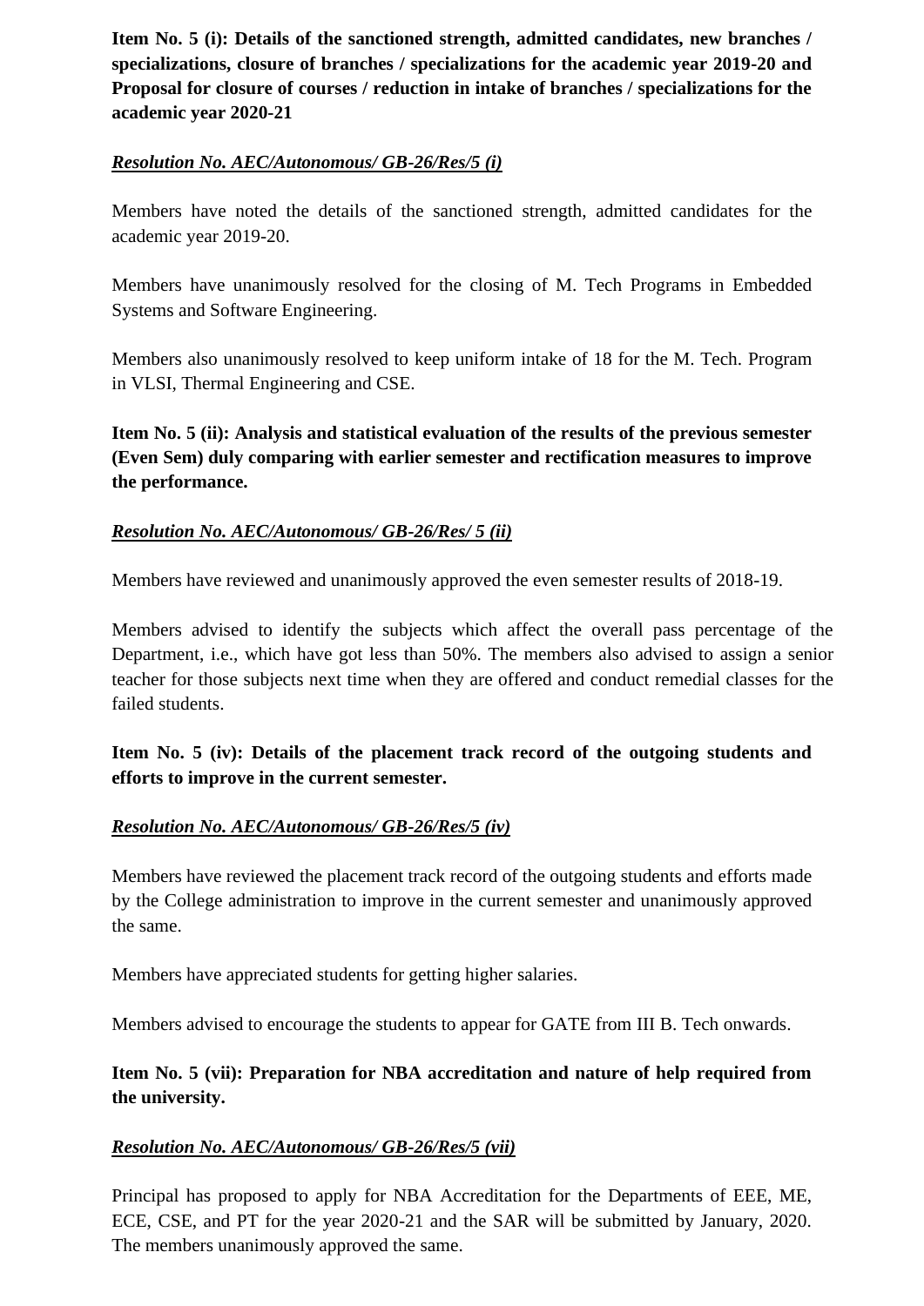**Item No. 5 (i): Details of the sanctioned strength, admitted candidates, new branches / specializations, closure of branches / specializations for the academic year 2019-20 and Proposal for closure of courses / reduction in intake of branches / specializations for the academic year 2020-21**

***Resolution No. AEC/Autonomous/ GB-26/Res/5 (i)***

Members have noted the details of the sanctioned strength, admitted candidates for the academic year 2019-20.

Members have unanimously resolved for the closing of M. Tech Programs in Embedded Systems and Software Engineering.

Members also unanimously resolved to keep uniform intake of 18 for the M. Tech. Program in VLSI, Thermal Engineering and CSE.

**Item No. 5 (ii): Analysis and statistical evaluation of the results of the previous semester (Even Sem) duly comparing with earlier semester and rectification measures to improve the performance.**

***Resolution No. AEC/Autonomous/ GB-26/Res/ 5 (ii)***

Members have reviewed and unanimously approved the even semester results of 2018-19.

Members advised to identify the subjects which affect the overall pass percentage of the Department, i.e., which have got less than 50%. The members also advised to assign a senior teacher for those subjects next time when they are offered and conduct remedial classes for the failed students.

**Item No. 5 (iv): Details of the placement track record of the outgoing students and efforts to improve in the current semester.**

***Resolution No. AEC/Autonomous/ GB-26/Res/5 (iv)***

Members have reviewed the placement track record of the outgoing students and efforts made by the College administration to improve in the current semester and unanimously approved the same.

Members have appreciated students for getting higher salaries.

Members advised to encourage the students to appear for GATE from III B. Tech onwards.

**Item No. 5 (vii): Preparation for NBA accreditation and nature of help required from the university.**

***Resolution No. AEC/Autonomous/ GB-26/Res/5 (vii)***

Principal has proposed to apply for NBA Accreditation for the Departments of EEE, ME, ECE, CSE, and PT for the year 2020-21 and the SAR will be submitted by January, 2020. The members unanimously approved the same.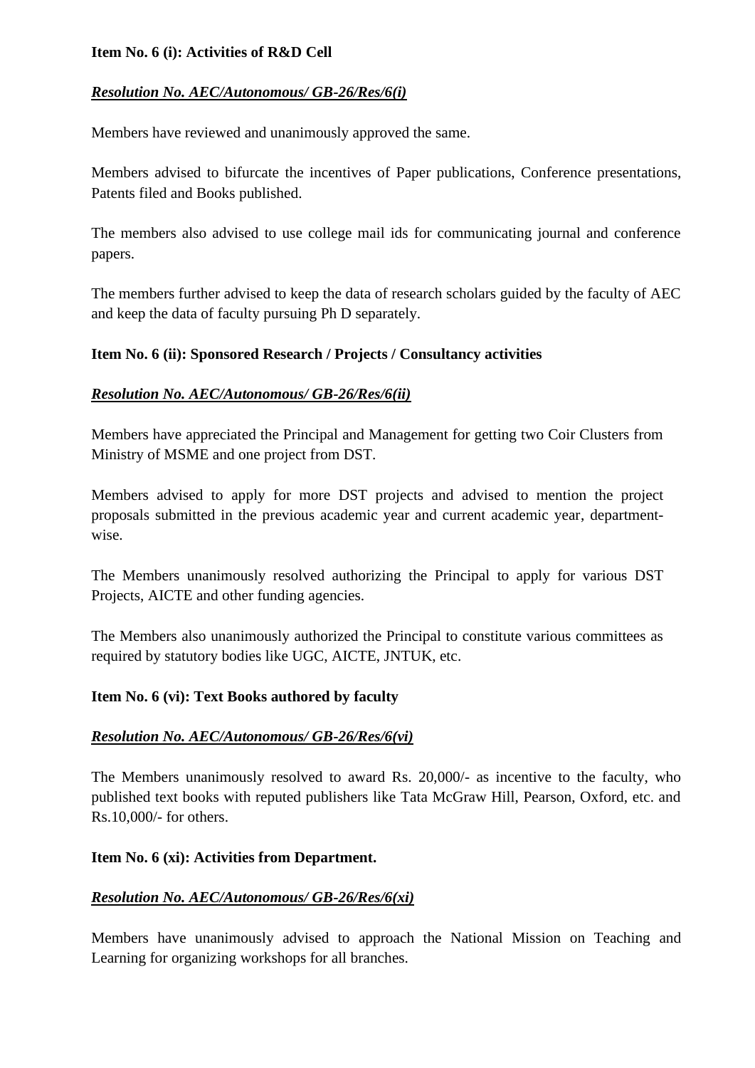**Item No. 6 (i): Activities of R&D Cell**

***Resolution No. AEC/Autonomous/ GB-26/Res/6(i)***

Members have reviewed and unanimously approved the same.

Members advised to bifurcate the incentives of Paper publications, Conference presentations, Patents filed and Books published.

The members also advised to use college mail ids for communicating journal and conference papers.

The members further advised to keep the data of research scholars guided by the faculty of AEC and keep the data of faculty pursuing Ph D separately.

**Item No. 6 (ii): Sponsored Research / Projects / Consultancy activities**

***Resolution No. AEC/Autonomous/ GB-26/Res/6(ii)***

Members have appreciated the Principal and Management for getting two Coir Clusters from Ministry of MSME and one project from DST.

Members advised to apply for more DST projects and advised to mention the project proposals submitted in the previous academic year and current academic year, department-wise.

The Members unanimously resolved authorizing the Principal to apply for various DST Projects, AICTE and other funding agencies.

The Members also unanimously authorized the Principal to constitute various committees as required by statutory bodies like UGC, AICTE, JNTUK, etc.

**Item No. 6 (vi): Text Books authored by faculty**

***Resolution No. AEC/Autonomous/ GB-26/Res/6(vi)***

The Members unanimously resolved to award Rs. 20,000/- as incentive to the faculty, who published text books with reputed publishers like Tata McGraw Hill, Pearson, Oxford, etc. and Rs.10,000/- for others.

**Item No. 6 (xi): Activities from Department.**

***Resolution No. AEC/Autonomous/ GB-26/Res/6(xi)***

Members have unanimously advised to approach the National Mission on Teaching and Learning for organizing workshops for all branches.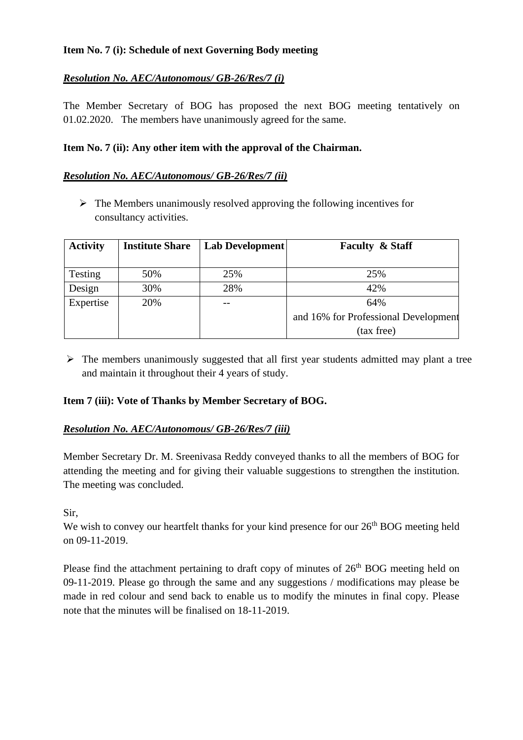**Item No. 7 (i): Schedule of next Governing Body meeting**

***Resolution No. AEC/Autonomous/ GB-26/Res/7 (i)***

The Member Secretary of BOG has proposed the next BOG meeting tentatively on 01.02.2020. The members have unanimously agreed for the same.

**Item No. 7 (ii): Any other item with the approval of the Chairman.**

***Resolution No. AEC/Autonomous/ GB-26/Res/7 (ii)***

- The Members unanimously resolved approving the following incentives for consultancy activities.

| Activity | Institute Share | Lab Development | Faculty & Staff |
|---|---|---|---|
| Testing | 50% | 25% | 25% |
| Design | 30% | 28% | 42% |
| Expertise | 20% | -- | 64% and 16% for Professional Development (tax free) |

- The members unanimously suggested that all first year students admitted may plant a tree and maintain it throughout their 4 years of study.

**Item 7 (iii): Vote of Thanks by Member Secretary of BOG.**

***Resolution No. AEC/Autonomous/ GB-26/Res/7 (iii)***

Member Secretary Dr. M. Sreenivasa Reddy conveyed thanks to all the members of BOG for attending the meeting and for giving their valuable suggestions to strengthen the institution. The meeting was concluded.

Sir,
We wish to convey our heartfelt thanks for your kind presence for our 26th BOG meeting held on 09-11-2019.

Please find the attachment pertaining to draft copy of minutes of 26th BOG meeting held on 09-11-2019. Please go through the same and any suggestions / modifications may please be made in red colour and send back to enable us to modify the minutes in final copy. Please note that the minutes will be finalised on 18-11-2019.